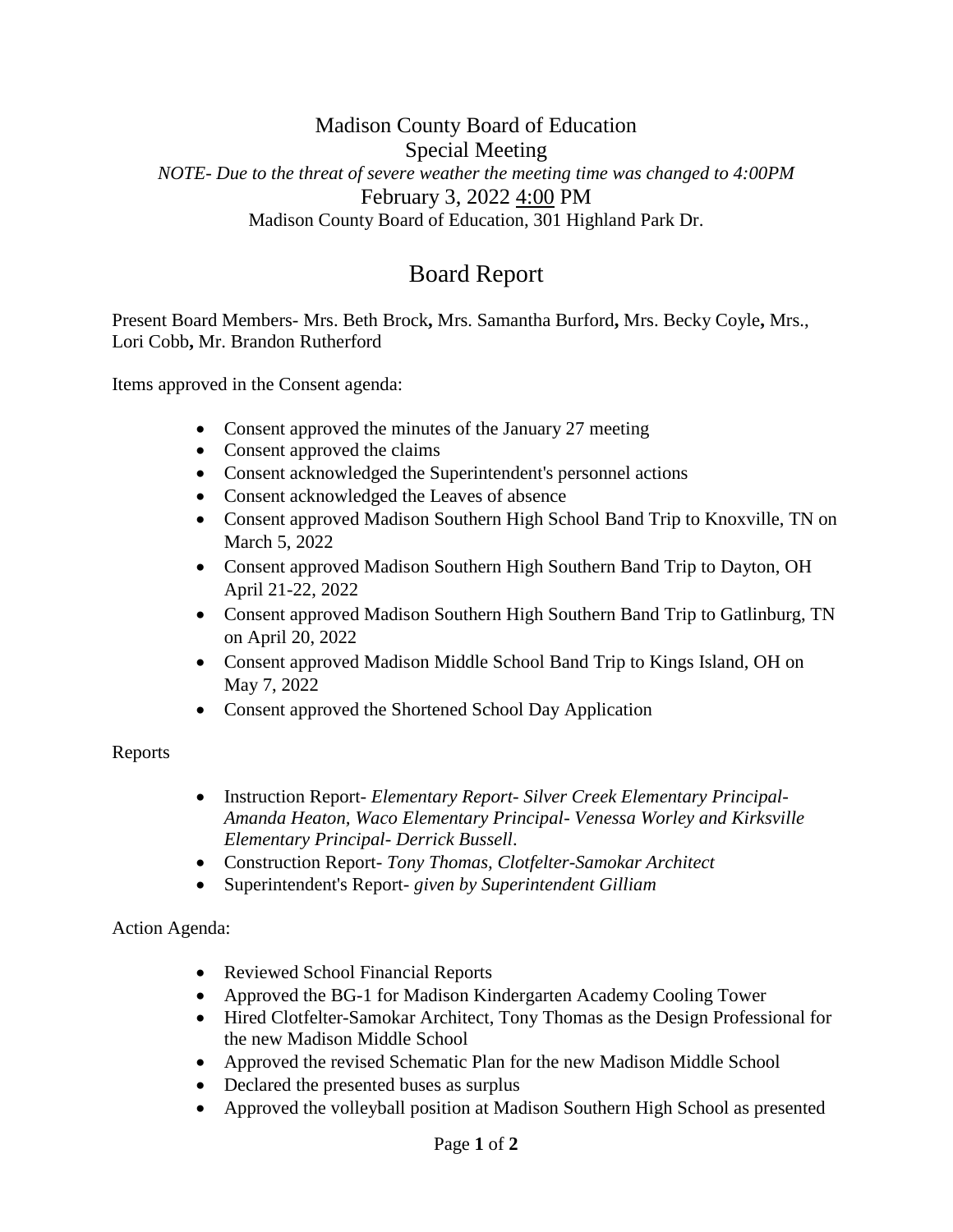# Madison County Board of Education

## Special Meeting

*NOTE- Due to the threat of severe weather the meeting time was changed to 4:00PM*

February 3, 2022 4:00 PM

Madison County Board of Education, 301 Highland Park Dr.

# Board Report

Present Board Members- Mrs. Beth Brock**,** Mrs. Samantha Burford**,** Mrs. Becky Coyle**,** Mrs., Lori Cobb**,** Mr. Brandon Rutherford

Items approved in the Consent agenda:

- Consent approved the minutes of the January 27 meeting
- Consent approved the claims
- Consent acknowledged the Superintendent's personnel actions
- Consent acknowledged the Leaves of absence
- Consent approved Madison Southern High School Band Trip to Knoxville, TN on March 5, 2022
- Consent approved Madison Southern High Southern Band Trip to Dayton, OH April 21-22, 2022
- Consent approved Madison Southern High Southern Band Trip to Gatlinburg, TN on April 20, 2022
- Consent approved Madison Middle School Band Trip to Kings Island, OH on May 7, 2022
- Consent approved the Shortened School Day Application

Reports

- Instruction Report- *Elementary Report- Silver Creek Elementary Principal- Amanda Heaton, Waco Elementary Principal- Venessa Worley and Kirksville Elementary Principal- Derrick Bussell*.
- Construction Report- *Tony Thomas, Clotfelter-Samokar Architect*
- Superintendent's Report- *given by Superintendent Gilliam*

Action Agenda:

- Reviewed School Financial Reports
- Approved the BG-1 for Madison Kindergarten Academy Cooling Tower
- Hired Clotfelter-Samokar Architect, Tony Thomas as the Design Professional for the new Madison Middle School
- Approved the revised Schematic Plan for the new Madison Middle School
- Declared the presented buses as surplus
- Approved the volleyball position at Madison Southern High School as presented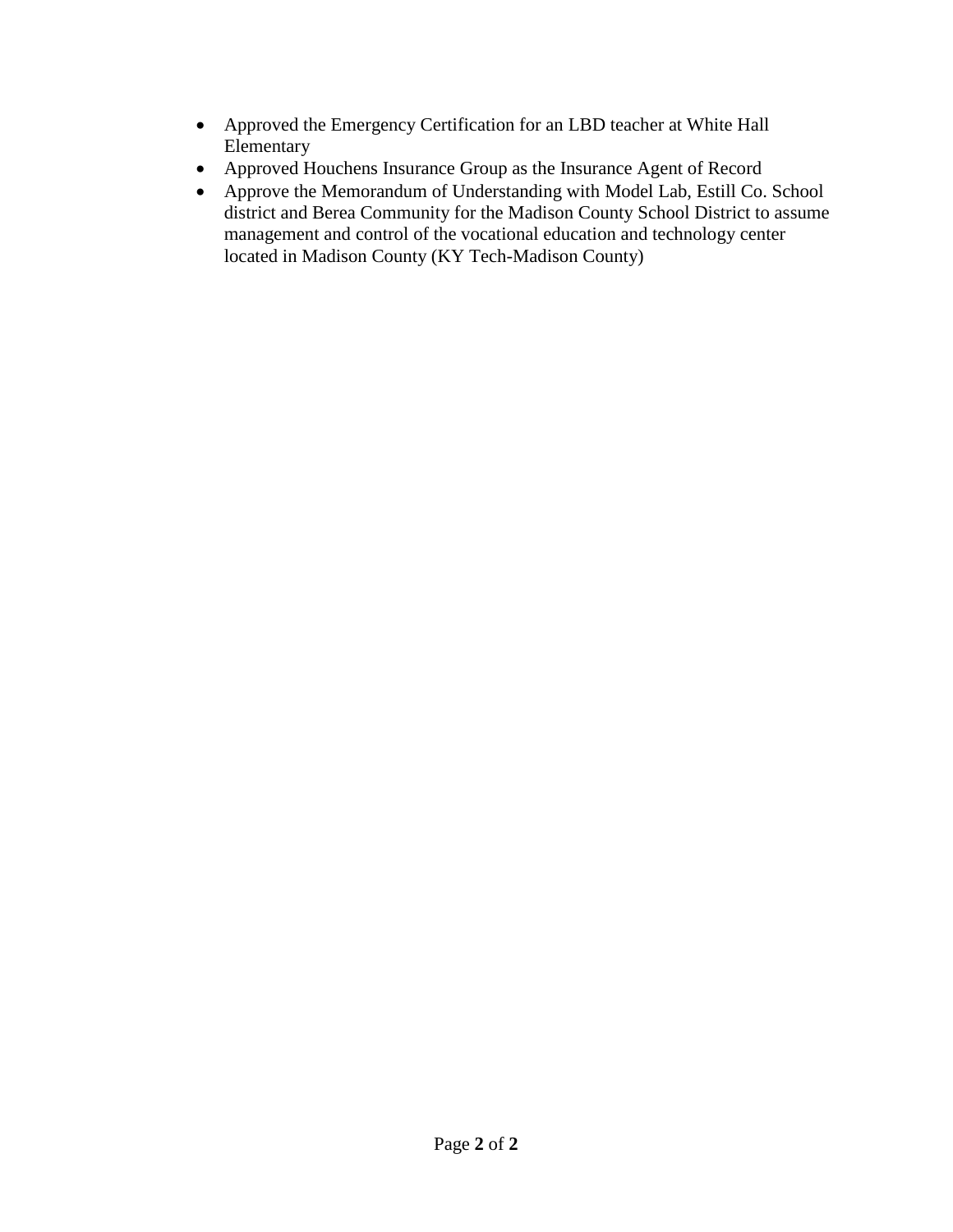- Approved the Emergency Certification for an LBD teacher at White Hall Elementary
- Approved Houchens Insurance Group as the Insurance Agent of Record
- Approve the Memorandum of Understanding with Model Lab, Estill Co. School district and Berea Community for the Madison County School District to assume management and control of the vocational education and technology center located in Madison County (KY Tech-Madison County)